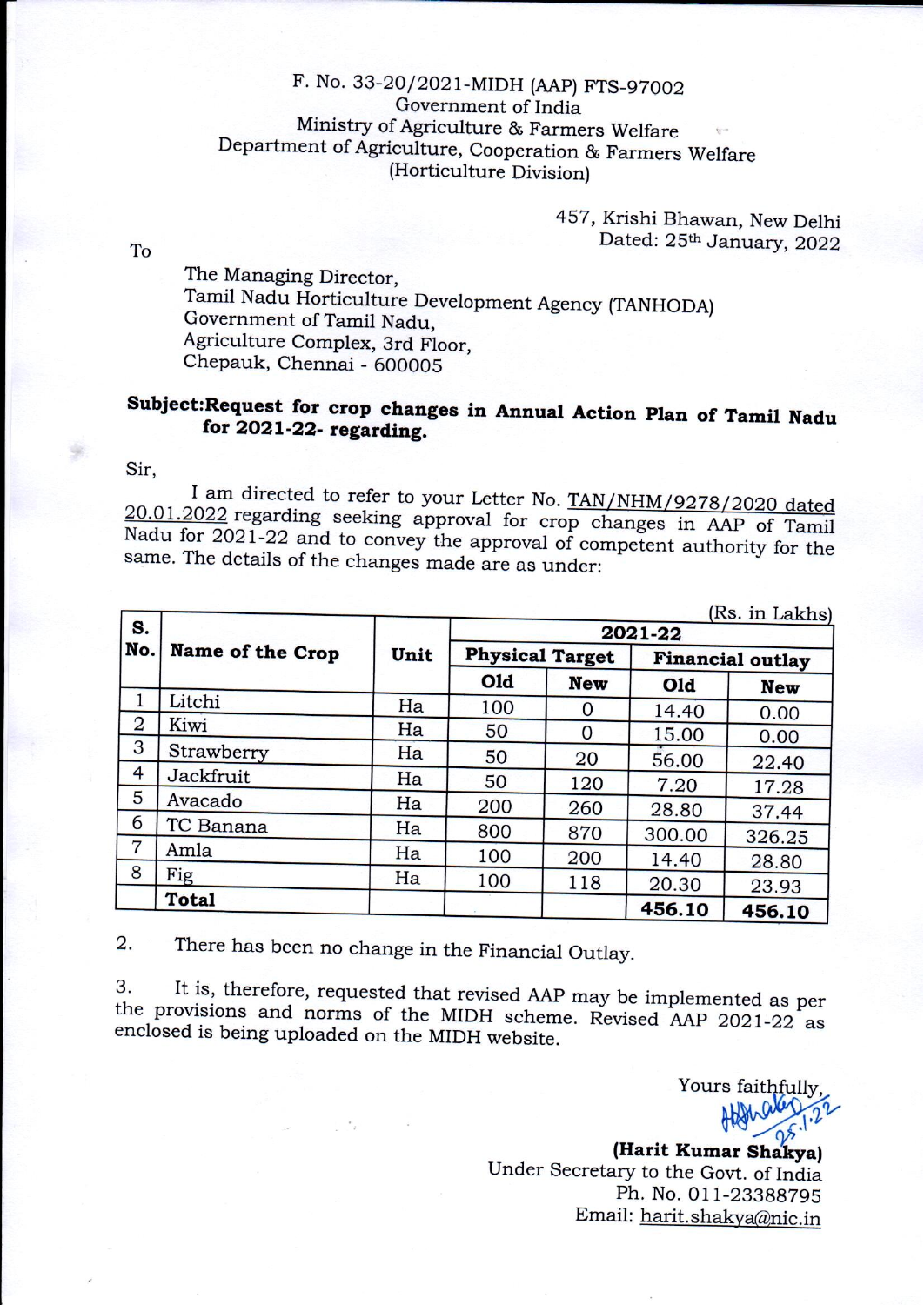F. No. 33-20/2021-MIDH (AAP) FTS-97002
Government of India
Ministry of Agriculture & Farmers Welfare
Department of Agriculture, Cooperation & Farmers Welfare
(Horticulture Division)

457, Krishi Bhawan, New Delhi
Dated: 25th January, 2022

To

The Managing Director,
Tamil Nadu Horticulture Development Agency (TANHODA)
Government of Tamil Nadu,
Agriculture Complex, 3rd Floor,
Chepauk, Chennai - 600005

**Subject: Request for crop changes in Annual Action Plan of Tamil Nadu for 2021-22- regarding.**

Sir,

I am directed to refer to your Letter No. TAN/NHM/9278/2020 dated 20.01.2022 regarding seeking approval for crop changes in AAP of Tamil Nadu for 2021-22 and to convey the approval of competent authority for the same. The details of the changes made are as under:

(Rs. in Lakhs)

| S. No. | Name of the Crop | Unit | 2021-22 | | | |
|---|---|---|---|---|---|---|
| | | | Physical Target | | Financial outlay | |
| | | | Old | New | Old | New |
| 1 | Litchi | Ha | 100 | 0 | 14.40 | 0.00 |
| 2 | Kiwi | Ha | 50 | 0 | 15.00 | 0.00 |
| 3 | Strawberry | Ha | 50 | 20 | 56.00 | 22.40 |
| 4 | Jackfruit | Ha | 50 | 120 | 7.20 | 17.28 |
| 5 | Avacado | Ha | 200 | 260 | 28.80 | 37.44 |
| 6 | TC Banana | Ha | 800 | 870 | 300.00 | 326.25 |
| 7 | Amla | Ha | 100 | 200 | 14.40 | 28.80 |
| 8 | Fig | Ha | 100 | 118 | 20.30 | 23.93 |
| | **Total** | | | | **456.10** | **456.10** |

2. There has been no change in the Financial Outlay.

3. It is, therefore, requested that revised AAP may be implemented as per the provisions and norms of the MIDH scheme. Revised AAP 2021-22 as enclosed is being uploaded on the MIDH website.

Yours faithfully,

25.1.22

**(Harit Kumar Shakya)**
Under Secretary to the Govt. of India
Ph. No. 011-23388795
Email: harit.shakya@nic.in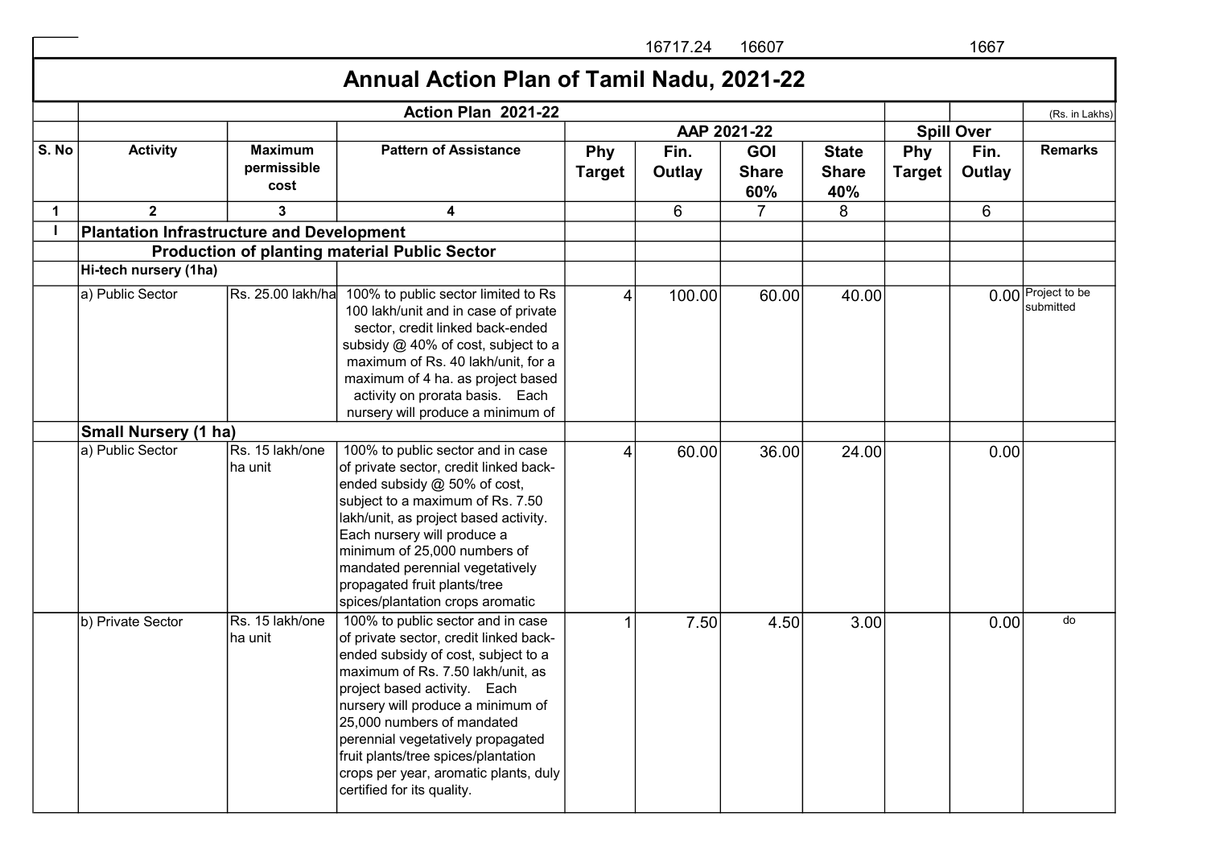16717.24 16607 1667

# Annual Action Plan of Tamil Nadu, 2021-22

| | Action Plan 2021-22 | | | | | | | | | (Rs. in Lakhs) |
|---|---|---|---|---|---|---|---|---|---|---|
| | | | | AAP 2021-22 | | | | Spill Over | | |
| S. No | Activity | Maximum permissible cost | Pattern of Assistance | Phy Target | Fin. Outlay | GOI Share 60% | State Share 40% | Phy Target | Fin. Outlay | Remarks |
| 1 | 2 | 3 | 4 | | 6 | 7 | 8 | | 6 | |
| I | **Plantation Infrastructure and Development** | | | | | | | | | |
| | **Production of planting material Public Sector** | | | | | | | | | |
| | **Hi-tech nursery (1ha)** | | | | | | | | | |
| | a) Public Sector | Rs. 25.00 lakh/ha | 100% to public sector limited to Rs 100 lakh/unit and in case of private sector, credit linked back-ended subsidy @ 40% of cost, subject to a maximum of Rs. 40 lakh/unit, for a maximum of 4 ha. as project based activity on prorata basis. Each nursery will produce a minimum of | 4 | 100.00 | 60.00 | 40.00 | | 0.00 | Project to be submitted |
| | **Small Nursery (1 ha)** | | | | | | | | | |
| | a) Public Sector | Rs. 15 lakh/one ha unit | 100% to public sector and in case of private sector, credit linked back-ended subsidy @ 50% of cost, subject to a maximum of Rs. 7.50 lakh/unit, as project based activity. Each nursery will produce a minimum of 25,000 numbers of mandated perennial vegetatively propagated fruit plants/tree spices/plantation crops aromatic | 4 | 60.00 | 36.00 | 24.00 | | 0.00 | |
| | b) Private Sector | Rs. 15 lakh/one ha unit | 100% to public sector and in case of private sector, credit linked back-ended subsidy of cost, subject to a maximum of Rs. 7.50 lakh/unit, as project based activity. Each nursery will produce a minimum of 25,000 numbers of mandated perennial vegetatively propagated fruit plants/tree spices/plantation crops per year, aromatic plants, duly certified for its quality. | 1 | 7.50 | 4.50 | 3.00 | | 0.00 | do |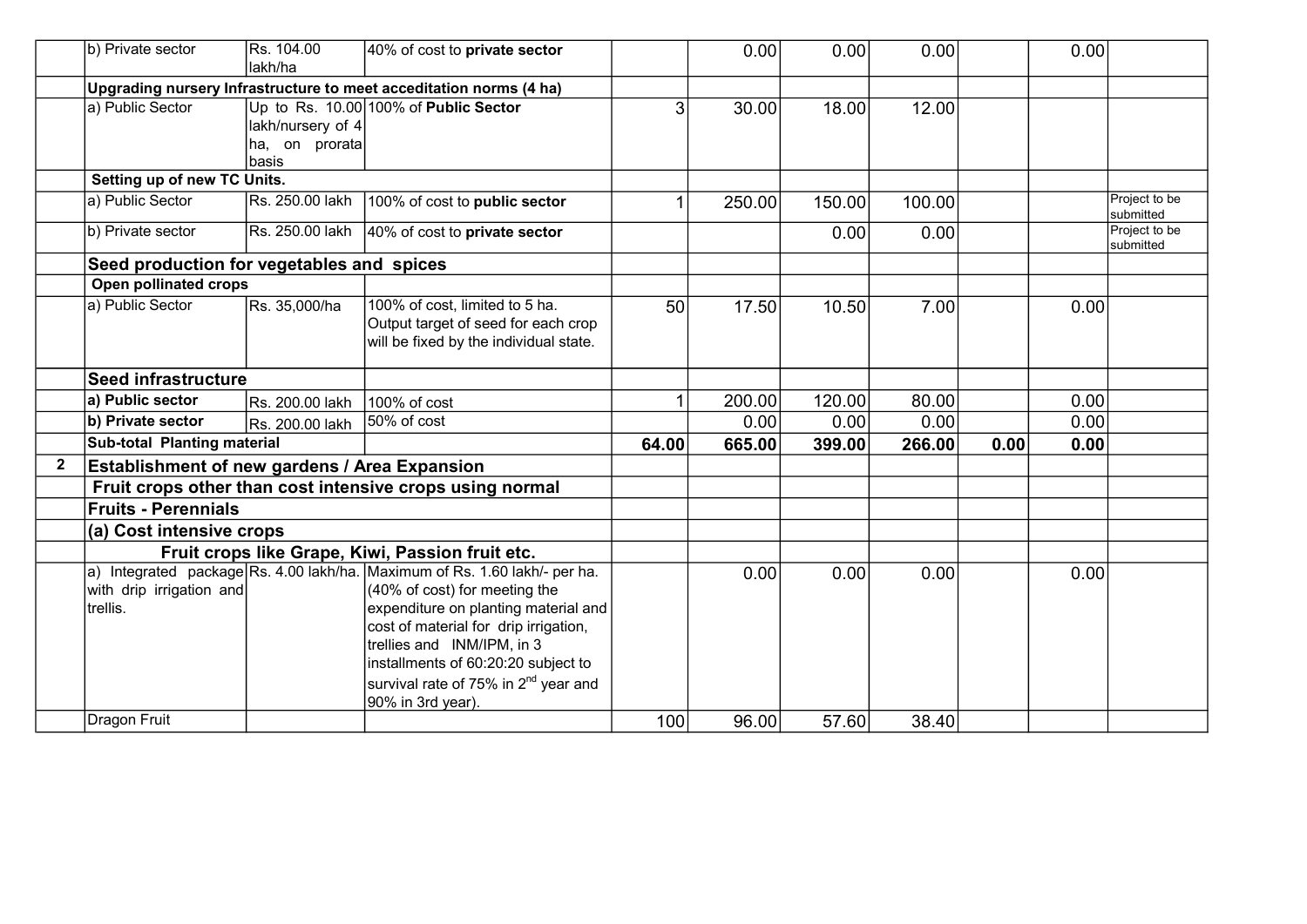| | | | | | | | | | | |
|---|---|---|---|---|---|---|---|---|---|---|
| | b) Private sector | Rs. 104.00 lakh/ha | 40% of cost to **private sector** | | 0.00 | 0.00 | 0.00 | | 0.00 | |
| | **Upgrading nursery Infrastructure to meet acceditation norms (4 ha)** | | | | | | | | | |
| | a) Public Sector | Up to Rs. 10.00 lakh/nursery of 4 ha, on prorata basis | 100% of **Public Sector** | 3 | 30.00 | 18.00 | 12.00 | | | |
| | **Setting up of new TC Units.** | | | | | | | | | |
| | a) Public Sector | Rs. 250.00 lakh | 100% of cost to **public sector** | 1 | 250.00 | 150.00 | 100.00 | | | Project to be submitted |
| | b) Private sector | Rs. 250.00 lakh | 40% of cost to **private sector** | | | 0.00 | 0.00 | | | Project to be submitted |
| | **Seed production for vegetables and spices** | | | | | | | | | |
| | **Open pollinated crops** | | | | | | | | | |
| | a) Public Sector | Rs. 35,000/ha | 100% of cost, limited to 5 ha. Output target of seed for each crop will be fixed by the individual state. | 50 | 17.50 | 10.50 | 7.00 | | 0.00 | |
| | **Seed infrastructure** | | | | | | | | | |
| | **a) Public sector** | Rs. 200.00 lakh | 100% of cost | 1 | 200.00 | 120.00 | 80.00 | | 0.00 | |
| | **b) Private sector** | Rs. 200.00 lakh | 50% of cost | | 0.00 | 0.00 | 0.00 | | 0.00 | |
| | **Sub-total Planting material** | | | **64.00** | **665.00** | **399.00** | **266.00** | **0.00** | **0.00** | |
| **2** | **Establishment of new gardens / Area Expansion** | | | | | | | | | |
| | **Fruit crops other than cost intensive crops using normal** | | | | | | | | | |
| | **Fruits - Perennials** | | | | | | | | | |
| | **(a) Cost intensive crops** | | | | | | | | | |
| | **Fruit crops like Grape, Kiwi, Passion fruit etc.** | | | | | | | | | |
| | a) Integrated package with drip irrigation and trellis. | Rs. 4.00 lakh/ha. | Maximum of Rs. 1.60 lakh/- per ha. (40% of cost) for meeting the expenditure on planting material and cost of material for drip irrigation, trellies and INM/IPM, in 3 installments of 60:20:20 subject to survival rate of 75% in 2nd year and 90% in 3rd year). | | 0.00 | 0.00 | 0.00 | | 0.00 | |
| | Dragon Fruit | | | 100 | 96.00 | 57.60 | 38.40 | | | |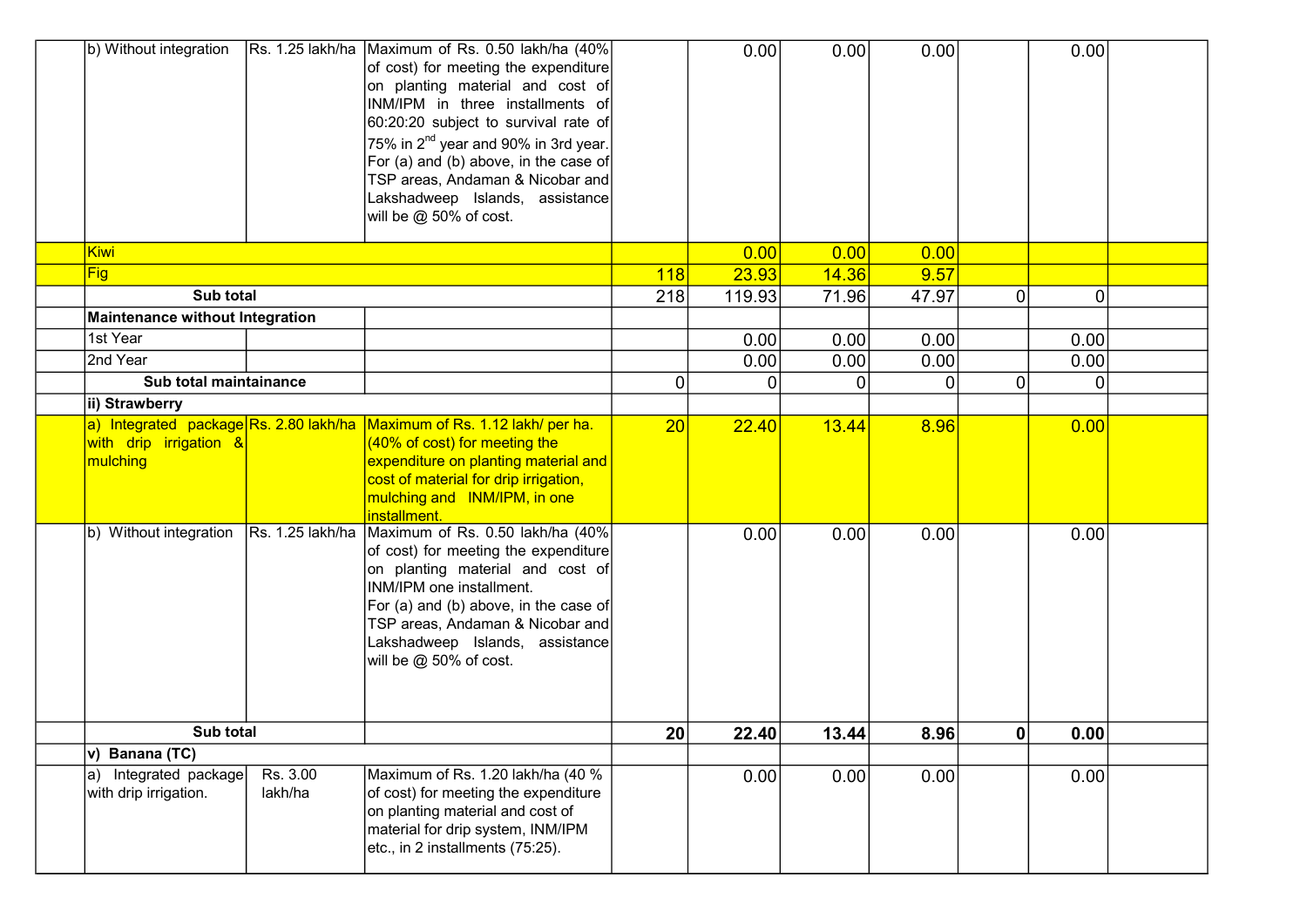| | | | | | | | | | | |
|---|---|---|---|---|---|---|---|---|---|---|
| | b) Without integration | Rs. 1.25 lakh/ha | Maximum of Rs. 0.50 lakh/ha (40% of cost) for meeting the expenditure on planting material and cost of INM/IPM in three installments of 60:20:20 subject to survival rate of 75% in 2nd year and 90% in 3rd year. For (a) and (b) above, in the case of TSP areas, Andaman & Nicobar and Lakshadweep Islands, assistance will be @ 50% of cost. | | 0.00 | 0.00 | 0.00 | | 0.00 | |
| | Kiwi | | | | 0.00 | 0.00 | 0.00 | | | |
| | Fig | | | 118 | 23.93 | 14.36 | 9.57 | | | |
| | **Sub total** | | | 218 | 119.93 | 71.96 | 47.97 | 0 | 0 | |
| | **Maintenance without Integration** | | | | | | | | | |
| | 1st Year | | | | 0.00 | 0.00 | 0.00 | | 0.00 | |
| | 2nd Year | | | | 0.00 | 0.00 | 0.00 | | 0.00 | |
| | **Sub total maintainance** | | | 0 | 0 | 0 | 0 | 0 | 0 | |
| | **ii) Strawberry** | | | | | | | | | |
| | a) Integrated package with drip irrigation & mulching | Rs. 2.80 lakh/ha | Maximum of Rs. 1.12 lakh/ per ha. (40% of cost) for meeting the expenditure on planting material and cost of material for drip irrigation, mulching and INM/IPM, in one installment. | 20 | 22.40 | 13.44 | 8.96 | | 0.00 | |
| | b) Without integration | Rs. 1.25 lakh/ha | Maximum of Rs. 0.50 lakh/ha (40% of cost) for meeting the expenditure on planting material and cost of INM/IPM one installment. For (a) and (b) above, in the case of TSP areas, Andaman & Nicobar and Lakshadweep Islands, assistance will be @ 50% of cost. | | 0.00 | 0.00 | 0.00 | | 0.00 | |
| | **Sub total** | | | **20** | **22.40** | **13.44** | **8.96** | **0** | **0.00** | |
| | **v) Banana (TC)** | | | | | | | | | |
| | a) Integrated package with drip irrigation. | Rs. 3.00 lakh/ha | Maximum of Rs. 1.20 lakh/ha (40 % of cost) for meeting the expenditure on planting material and cost of material for drip system, INM/IPM etc., in 2 installments (75:25). | | 0.00 | 0.00 | 0.00 | | 0.00 | |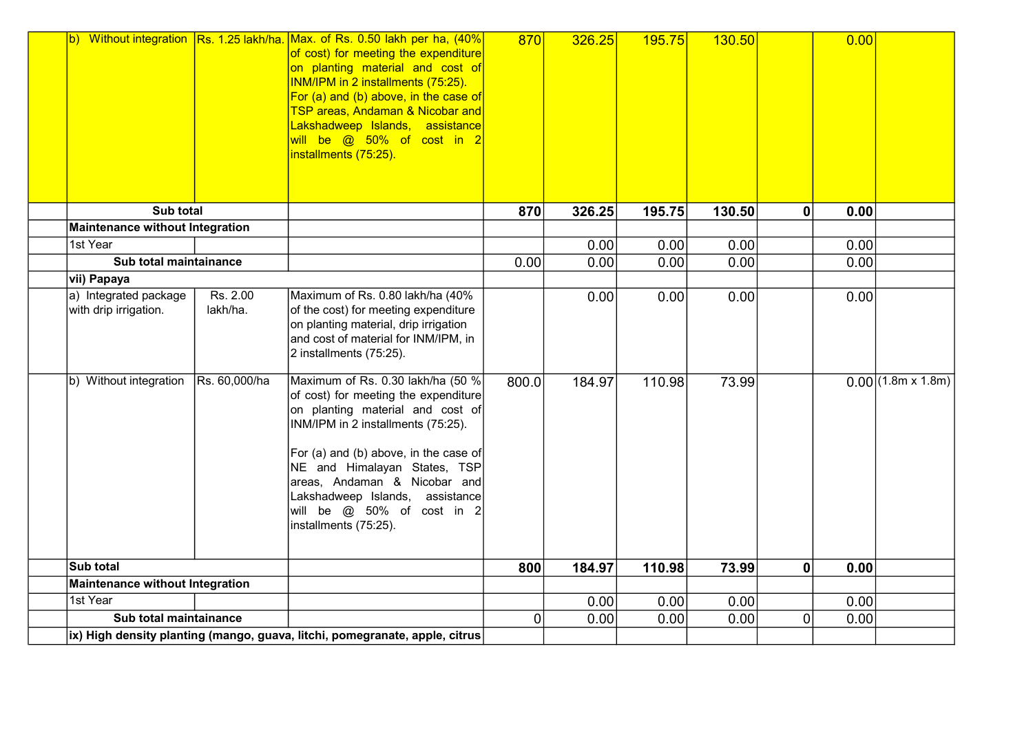| | | | | | | | | | | |
|---|---|---|---|---|---|---|---|---|---|---|
| | b) Without integration | Rs. 1.25 lakh/ha. | Max. of Rs. 0.50 lakh per ha, (40% of cost) for meeting the expenditure on planting material and cost of INM/IPM in 2 installments (75:25). For (a) and (b) above, in the case of TSP areas, Andaman & Nicobar and Lakshadweep Islands, assistance will be @ 50% of cost in 2 installments (75:25). | 870 | 326.25 | 195.75 | 130.50 | | 0.00 | |
| | **Sub total** | | | **870** | **326.25** | **195.75** | **130.50** | **0** | **0.00** | |
| | **Maintenance without Integration** | | | | | | | | | |
| | 1st Year | | | | 0.00 | 0.00 | 0.00 | | 0.00 | |
| | **Sub total maintainance** | | | 0.00 | 0.00 | 0.00 | 0.00 | | 0.00 | |
| | **vii) Papaya** | | | | | | | | | |
| | a) Integrated package with drip irrigation. | Rs. 2.00 lakh/ha. | Maximum of Rs. 0.80 lakh/ha (40% of the cost) for meeting expenditure on planting material, drip irrigation and cost of material for INM/IPM, in 2 installments (75:25). | | 0.00 | 0.00 | 0.00 | | 0.00 | |
| | b) Without integration | Rs. 60,000/ha | Maximum of Rs. 0.30 lakh/ha (50 % of cost) for meeting the expenditure on planting material and cost of INM/IPM in 2 installments (75:25).<br><br>For (a) and (b) above, in the case of NE and Himalayan States, TSP areas, Andaman & Nicobar and Lakshadweep Islands, assistance will be @ 50% of cost in 2 installments (75:25). | 800.0 | 184.97 | 110.98 | 73.99 | | 0.00 | (1.8m x 1.8m) |
| | **Sub total** | | | **800** | **184.97** | **110.98** | **73.99** | **0** | **0.00** | |
| | **Maintenance without Integration** | | | | | | | | | |
| | 1st Year | | | | 0.00 | 0.00 | 0.00 | | 0.00 | |
| | **Sub total maintainance** | | | 0 | 0.00 | 0.00 | 0.00 | 0 | 0.00 | |
| | **ix) High density planting (mango, guava, litchi, pomegranate, apple, citrus** | | | | | | | | | |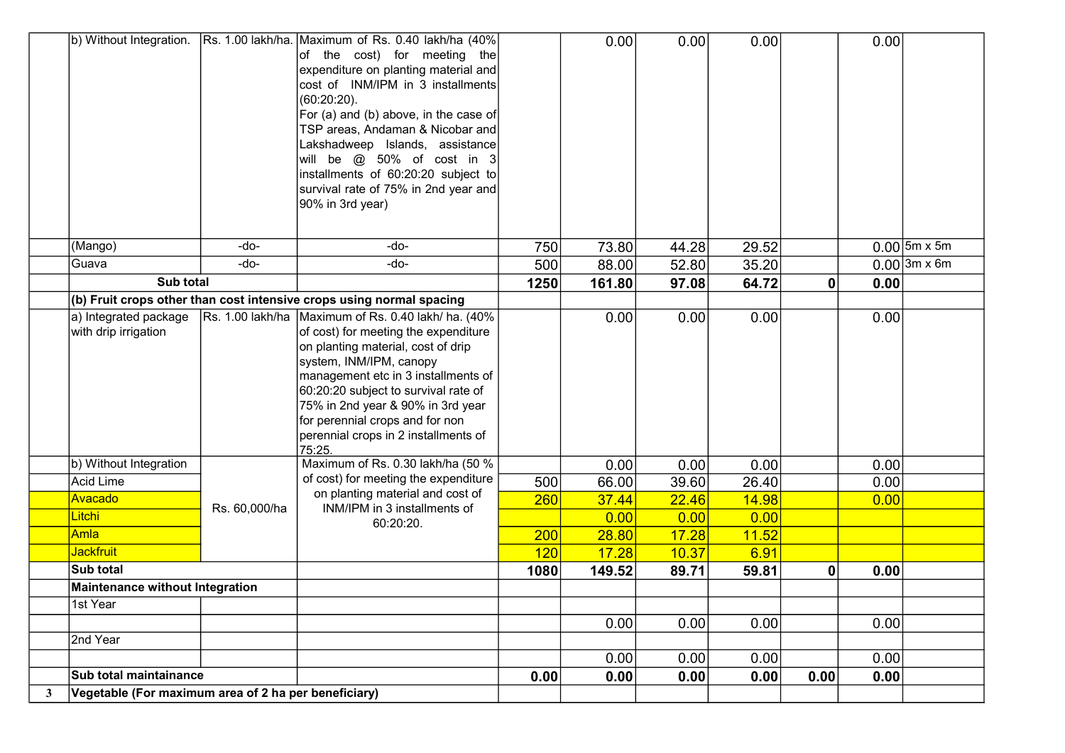| | | | | | | | | | | |
|---|---|---|---|---|---|---|---|---|---|---|
| | b) Without Integration. | Rs. 1.00 lakh/ha. | Maximum of Rs. 0.40 lakh/ha (40% of the cost) for meeting the expenditure on planting material and cost of INM/IPM in 3 installments (60:20:20). For (a) and (b) above, in the case of TSP areas, Andaman & Nicobar and Lakshadweep Islands, assistance will be @ 50% of cost in 3 installments of 60:20:20 subject to survival rate of 75% in 2nd year and 90% in 3rd year) | | 0.00 | 0.00 | 0.00 | | 0.00 | |
| | (Mango) | -do- | -do- | 750 | 73.80 | 44.28 | 29.52 | | 0.00 | 5m x 5m |
| | Guava | -do- | -do- | 500 | 88.00 | 52.80 | 35.20 | | 0.00 | 3m x 6m |
| | **Sub total** | | | **1250** | **161.80** | **97.08** | **64.72** | **0** | **0.00** | |
| | **(b) Fruit crops other than cost intensive crops using normal spacing** | | | | | | | | | |
| | a) Integrated package with drip irrigation | Rs. 1.00 lakh/ha | Maximum of Rs. 0.40 lakh/ ha. (40% of cost) for meeting the expenditure on planting material, cost of drip system, INM/IPM, canopy management etc in 3 installments of 60:20:20 subject to survival rate of 75% in 2nd year & 90% in 3rd year for perennial crops and for non perennial crops in 2 installments of 75:25. | | 0.00 | 0.00 | 0.00 | | 0.00 | |
| | b) Without Integration | Rs. 60,000/ha | Maximum of Rs. 0.30 lakh/ha (50 % of cost) for meeting the expenditure on planting material and cost of INM/IPM in 3 installments of 60:20:20. | | 0.00 | 0.00 | 0.00 | | 0.00 | |
| | Acid Lime | | | 500 | 66.00 | 39.60 | 26.40 | | 0.00 | |
| | Avacado | | | 260 | 37.44 | 22.46 | 14.98 | | 0.00 | |
| | Litchi | | | | 0.00 | 0.00 | 0.00 | | | |
| | Amla | | | 200 | 28.80 | 17.28 | 11.52 | | | |
| | Jackfruit | | | 120 | 17.28 | 10.37 | 6.91 | | | |
| | **Sub total** | | | **1080** | **149.52** | **89.71** | **59.81** | **0** | **0.00** | |
| | **Maintenance without Integration** | | | | | | | | | |
| | 1st Year | | | | | | | | | |
| | | | | | 0.00 | 0.00 | 0.00 | | 0.00 | |
| | 2nd Year | | | | | | | | | |
| | | | | | 0.00 | 0.00 | 0.00 | | 0.00 | |
| | **Sub total maintainance** | | | **0.00** | **0.00** | **0.00** | **0.00** | **0.00** | **0.00** | |
| **3** | **Vegetable (For maximum area of 2 ha per beneficiary)** | | | | | | | | | |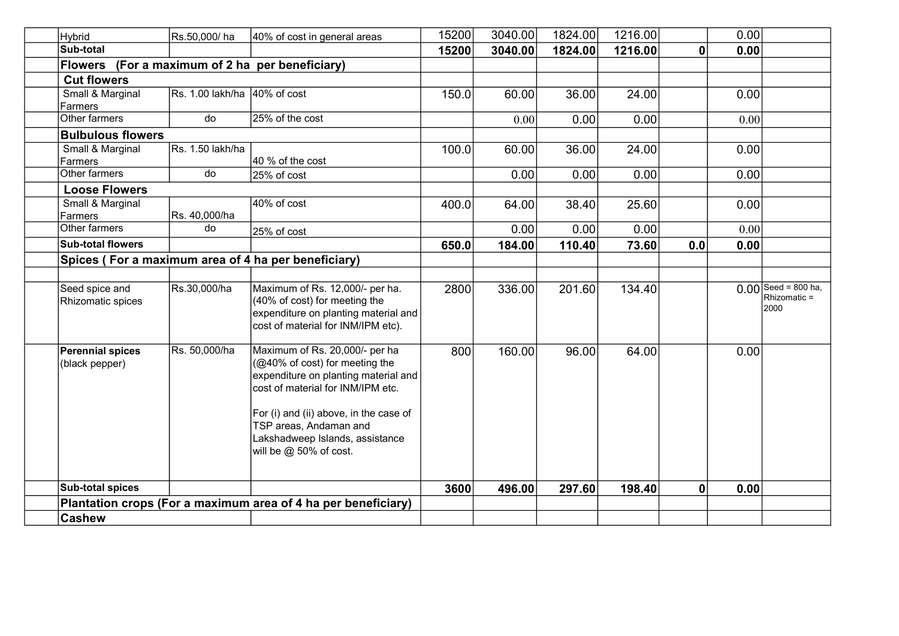| | | | | | | | | | | |
|---|---|---|---|---|---|---|---|---|---|---|
| | Hybrid | Rs.50,000/ ha | 40% of cost in general areas | 15200 | 3040.00 | 1824.00 | 1216.00 | | 0.00 | |
| | **Sub-total** | | | **15200** | **3040.00** | **1824.00** | **1216.00** | **0** | **0.00** | |
| | **Flowers (For a maximum of 2 ha per beneficiary)** | | | | | | | | | |
| | **Cut flowers** | | | | | | | | | |
| | Small & Marginal Farmers | Rs. 1.00 lakh/ha | 40% of cost | 150.0 | 60.00 | 36.00 | 24.00 | | 0.00 | |
| | Other farmers | do | 25% of the cost | | 0.00 | 0.00 | 0.00 | | 0.00 | |
| | **Bulbulous flowers** | | | | | | | | | |
| | Small & Marginal Farmers | Rs. 1.50 lakh/ha | 40 % of the cost | 100.0 | 60.00 | 36.00 | 24.00 | | 0.00 | |
| | Other farmers | do | 25% of cost | | 0.00 | 0.00 | 0.00 | | 0.00 | |
| | **Loose Flowers** | | | | | | | | | |
| | Small & Marginal Farmers | Rs. 40,000/ha | 40% of cost | 400.0 | 64.00 | 38.40 | 25.60 | | 0.00 | |
| | Other farmers | do | 25% of cost | | 0.00 | 0.00 | 0.00 | | 0.00 | |
| | **Sub-total flowers** | | | **650.0** | **184.00** | **110.40** | **73.60** | **0.0** | **0.00** | |
| | **Spices ( For a maximum area of 4 ha per beneficiary)** | | | | | | | | | |
| | | | | | | | | | | |
| | Seed spice and Rhizomatic spices | Rs.30,000/ha | Maximum of Rs. 12,000/- per ha. (40% of cost) for meeting the expenditure on planting material and cost of material for INM/IPM etc). | 2800 | 336.00 | 201.60 | 134.40 | | 0.00 | Seed = 800 ha, Rhizomatic = 2000 |
| | **Perennial spices** (black pepper) | Rs. 50,000/ha | Maximum of Rs. 20,000/- per ha (@40% of cost) for meeting the expenditure on planting material and cost of material for INM/IPM etc.<br><br>For (i) and (ii) above, in the case of TSP areas, Andaman and Lakshadweep Islands, assistance will be @ 50% of cost. | 800 | 160.00 | 96.00 | 64.00 | | 0.00 | |
| | **Sub-total spices** | | | **3600** | **496.00** | **297.60** | **198.40** | **0** | **0.00** | |
| | **Plantation crops (For a maximum area of 4 ha per beneficiary)** | | | | | | | | | |
| | **Cashew** | | | | | | | | | |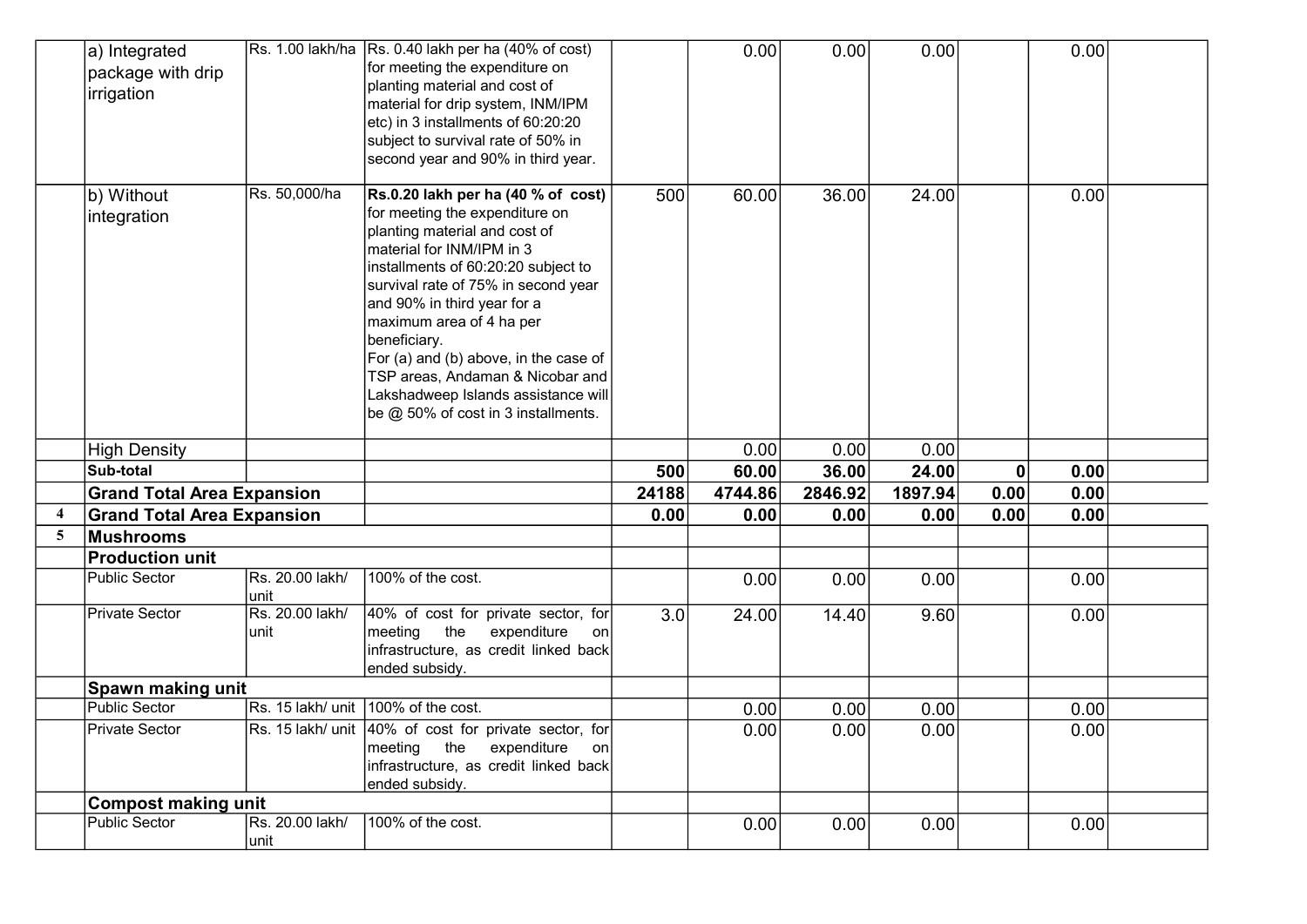| | | | | | | | | | | |
|---|---|---|---|---|---|---|---|---|---|---|
| | a) Integrated package with drip irrigation | Rs. 1.00 lakh/ha | Rs. 0.40 lakh per ha (40% of cost) for meeting the expenditure on planting material and cost of material for drip system, INM/IPM etc) in 3 installments of 60:20:20 subject to survival rate of 50% in second year and 90% in third year. | | 0.00 | 0.00 | 0.00 | | 0.00 | |
| | b) Without integration | Rs. 50,000/ha | **Rs.0.20 lakh per ha (40 % of cost)** for meeting the expenditure on planting material and cost of material for INM/IPM in 3 installments of 60:20:20 subject to survival rate of 75% in second year and 90% in third year for a maximum area of 4 ha per beneficiary. For (a) and (b) above, in the case of TSP areas, Andaman & Nicobar and Lakshadweep Islands assistance will be @ 50% of cost in 3 installments. | 500 | 60.00 | 36.00 | 24.00 | | 0.00 | |
| | High Density | | | | 0.00 | 0.00 | 0.00 | | | |
| | **Sub-total** | | | **500** | **60.00** | **36.00** | **24.00** | **0** | **0.00** | |
| | **Grand Total Area Expansion** | | | **24188** | **4744.86** | **2846.92** | **1897.94** | **0.00** | **0.00** | |
| **4** | **Grand Total Area Expansion** | | | **0.00** | **0.00** | **0.00** | **0.00** | **0.00** | **0.00** | |
| **5** | **Mushrooms** | | | | | | | | | |
| | **Production unit** | | | | | | | | | |
| | Public Sector | Rs. 20.00 lakh/ unit | 100% of the cost. | | 0.00 | 0.00 | 0.00 | | 0.00 | |
| | Private Sector | Rs. 20.00 lakh/ unit | 40% of cost for private sector, for meeting the expenditure on infrastructure, as credit linked back ended subsidy. | 3.0 | 24.00 | 14.40 | 9.60 | | 0.00 | |
| | **Spawn making unit** | | | | | | | | | |
| | Public Sector | Rs. 15 lakh/ unit | 100% of the cost. | | 0.00 | 0.00 | 0.00 | | 0.00 | |
| | Private Sector | Rs. 15 lakh/ unit | 40% of cost for private sector, for meeting the expenditure on infrastructure, as credit linked back ended subsidy. | | 0.00 | 0.00 | 0.00 | | 0.00 | |
| | **Compost making unit** | | | | | | | | | |
| | Public Sector | Rs. 20.00 lakh/ unit | 100% of the cost. | | 0.00 | 0.00 | 0.00 | | 0.00 | |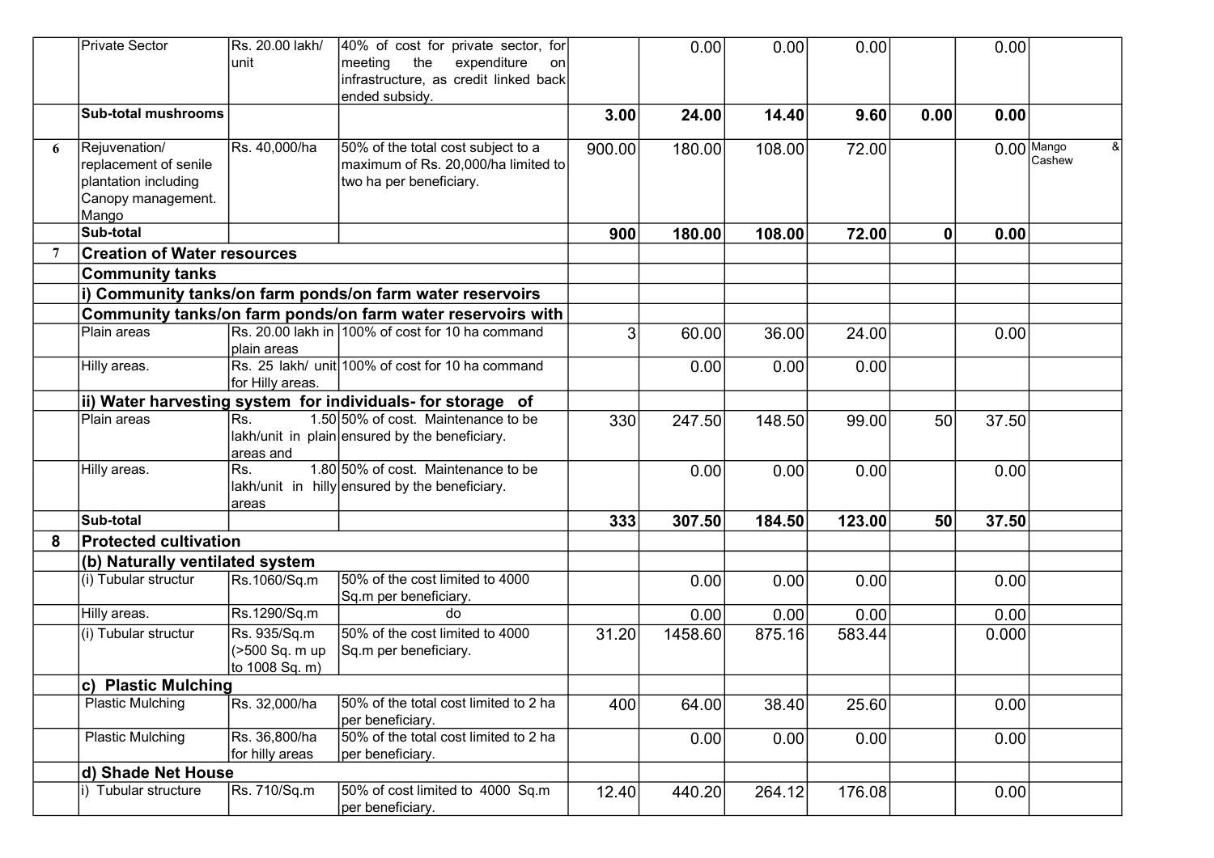| | | | | | | | | | | |
|---|---|---|---|---|---|---|---|---|---|---|
| | Private Sector | Rs. 20.00 lakh/ unit | 40% of cost for private sector, for meeting the expenditure on infrastructure, as credit linked back ended subsidy. | | 0.00 | 0.00 | 0.00 | | 0.00 | |
| | **Sub-total mushrooms** | | | **3.00** | **24.00** | **14.40** | **9.60** | **0.00** | **0.00** | |
| 6 | Rejuvenation/ replacement of senile plantation including Canopy management. Mango | Rs. 40,000/ha | 50% of the total cost subject to a maximum of Rs. 20,000/ha limited to two ha per beneficiary. | 900.00 | 180.00 | 108.00 | 72.00 | | 0.00 | Mango & Cashew |
| | **Sub-total** | | | **900** | **180.00** | **108.00** | **72.00** | **0** | **0.00** | |
| 7 | **Creation of Water resources** | | | | | | | | | |
| | **Community tanks** | | | | | | | | | |
| | **i) Community tanks/on farm ponds/on farm water reservoirs** | | | | | | | | | |
| | **Community tanks/on farm ponds/on farm water reservoirs with** | | | | | | | | | |
| | Plain areas | Rs. 20.00 lakh in plain areas | 100% of cost for 10 ha command | 3 | 60.00 | 36.00 | 24.00 | | 0.00 | |
| | Hilly areas. | Rs. 25 lakh/ unit for Hilly areas. | 100% of cost for 10 ha command | | 0.00 | 0.00 | 0.00 | | | |
| | **ii) Water harvesting system for individuals- for storage of** | | | | | | | | | |
| | Plain areas | Rs. 1.50 lakh/unit in plain areas and | 50% of cost. Maintenance to be ensured by the beneficiary. | 330 | 247.50 | 148.50 | 99.00 | 50 | 37.50 | |
| | Hilly areas. | Rs. 1.80 lakh/unit in hilly areas | 50% of cost. Maintenance to be ensured by the beneficiary. | | 0.00 | 0.00 | 0.00 | | 0.00 | |
| | **Sub-total** | | | **333** | **307.50** | **184.50** | **123.00** | **50** | **37.50** | |
| 8 | **Protected cultivation** | | | | | | | | | |
| | **(b) Naturally ventilated system** | | | | | | | | | |
| | (i) Tubular structur | Rs.1060/Sq.m | 50% of the cost limited to 4000 Sq.m per beneficiary. | | 0.00 | 0.00 | 0.00 | | 0.00 | |
| | Hilly areas. | Rs.1290/Sq.m | do | | 0.00 | 0.00 | 0.00 | | 0.00 | |
| | (i) Tubular structur | Rs. 935/Sq.m (>500 Sq. m up to 1008 Sq. m) | 50% of the cost limited to 4000 Sq.m per beneficiary. | 31.20 | 1458.60 | 875.16 | 583.44 | | 0.000 | |
| | **c) Plastic Mulching** | | | | | | | | | |
| | Plastic Mulching | Rs. 32,000/ha | 50% of the total cost limited to 2 ha per beneficiary. | 400 | 64.00 | 38.40 | 25.60 | | 0.00 | |
| | Plastic Mulching | Rs. 36,800/ha for hilly areas | 50% of the total cost limited to 2 ha per beneficiary. | | 0.00 | 0.00 | 0.00 | | 0.00 | |
| | **d) Shade Net House** | | | | | | | | | |
| | i) Tubular structure | Rs. 710/Sq.m | 50% of cost limited to 4000 Sq.m per beneficiary. | 12.40 | 440.20 | 264.12 | 176.08 | | 0.00 | |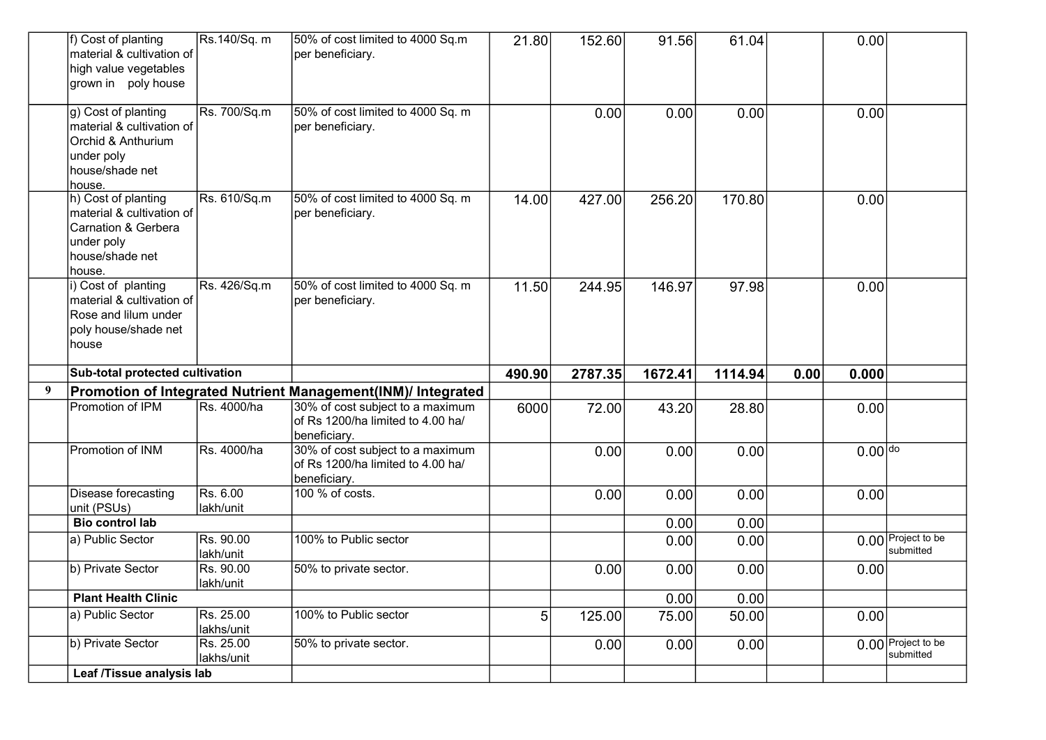| | | | | | | | | | | |
|---|---|---|---|---|---|---|---|---|---|---|
| | f) Cost of planting material & cultivation of high value vegetables grown in poly house | Rs.140/Sq. m | 50% of cost limited to 4000 Sq.m per beneficiary. | 21.80 | 152.60 | 91.56 | 61.04 | | 0.00 | |
| | g) Cost of planting material & cultivation of Orchid & Anthurium under poly house/shade net house. | Rs. 700/Sq.m | 50% of cost limited to 4000 Sq. m per beneficiary. | | 0.00 | 0.00 | 0.00 | | 0.00 | |
| | h) Cost of planting material & cultivation of Carnation & Gerbera under poly house/shade net house. | Rs. 610/Sq.m | 50% of cost limited to 4000 Sq. m per beneficiary. | 14.00 | 427.00 | 256.20 | 170.80 | | 0.00 | |
| | i) Cost of planting material & cultivation of Rose and lilum under poly house/shade net house | Rs. 426/Sq.m | 50% of cost limited to 4000 Sq. m per beneficiary. | 11.50 | 244.95 | 146.97 | 97.98 | | 0.00 | |
| | **Sub-total protected cultivation** | | | **490.90** | **2787.35** | **1672.41** | **1114.94** | **0.00** | **0.000** | |
| **9** | **Promotion of Integrated Nutrient Management(INM)/ Integrated** | | | | | | | | | |
| | Promotion of IPM | Rs. 4000/ha | 30% of cost subject to a maximum of Rs 1200/ha limited to 4.00 ha/ beneficiary. | 6000 | 72.00 | 43.20 | 28.80 | | 0.00 | |
| | Promotion of INM | Rs. 4000/ha | 30% of cost subject to a maximum of Rs 1200/ha limited to 4.00 ha/ beneficiary. | | 0.00 | 0.00 | 0.00 | | 0.00 | do |
| | Disease forecasting unit (PSUs) | Rs. 6.00 lakh/unit | 100 % of costs. | | 0.00 | 0.00 | 0.00 | | 0.00 | |
| | **Bio control lab** | | | | | 0.00 | 0.00 | | | |
| | a) Public Sector | Rs. 90.00 lakh/unit | 100% to Public sector | | | 0.00 | 0.00 | | 0.00 | Project to be submitted |
| | b) Private Sector | Rs. 90.00 lakh/unit | 50% to private sector. | | 0.00 | 0.00 | 0.00 | | 0.00 | |
| | **Plant Health Clinic** | | | | | 0.00 | 0.00 | | | |
| | a) Public Sector | Rs. 25.00 lakhs/unit | 100% to Public sector | 5 | 125.00 | 75.00 | 50.00 | | 0.00 | |
| | b) Private Sector | Rs. 25.00 lakhs/unit | 50% to private sector. | | 0.00 | 0.00 | 0.00 | | 0.00 | Project to be submitted |
| | **Leaf /Tissue analysis lab** | | | | | | | | | |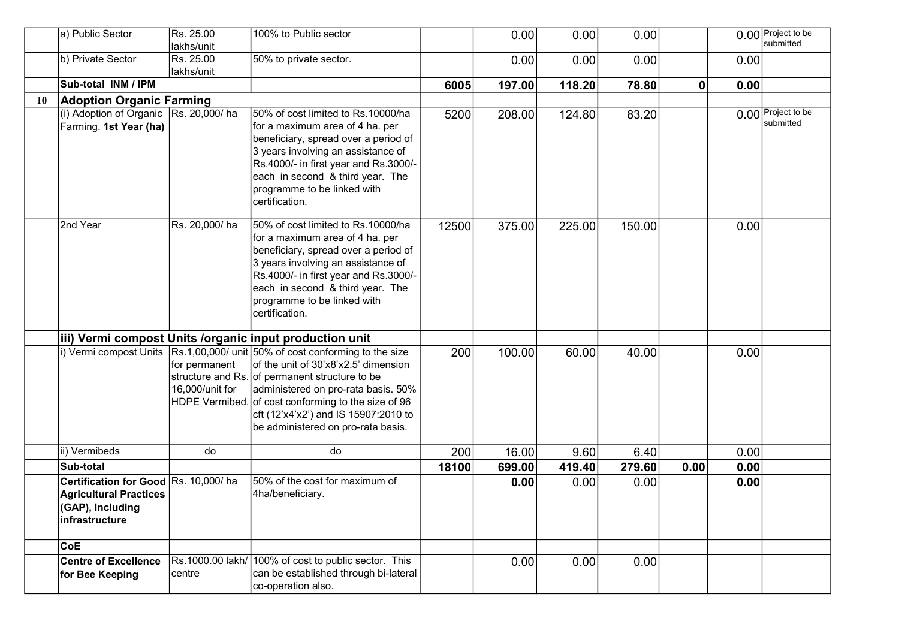| | | | | | | | | | | |
|---|---|---|---|---|---|---|---|---|---|---|
| | a) Public Sector | Rs. 25.00 lakhs/unit | 100% to Public sector | | 0.00 | 0.00 | 0.00 | | 0.00 | Project to be submitted |
| | b) Private Sector | Rs. 25.00 lakhs/unit | 50% to private sector. | | 0.00 | 0.00 | 0.00 | | 0.00 | |
| | **Sub-total INM / IPM** | | | **6005** | **197.00** | **118.20** | **78.80** | **0** | **0.00** | |
| **10** | **Adoption Organic Farming** | | | | | | | | | |
| | (i) Adoption of Organic Farming. **1st Year (ha)** | Rs. 20,000/ ha | 50% of cost limited to Rs.10000/ha for a maximum area of 4 ha. per beneficiary, spread over a period of 3 years involving an assistance of Rs.4000/- in first year and Rs.3000/- each in second & third year. The programme to be linked with certification. | 5200 | 208.00 | 124.80 | 83.20 | | 0.00 | Project to be submitted |
| | 2nd Year | Rs. 20,000/ ha | 50% of cost limited to Rs.10000/ha for a maximum area of 4 ha. per beneficiary, spread over a period of 3 years involving an assistance of Rs.4000/- in first year and Rs.3000/- each in second & third year. The programme to be linked with certification. | 12500 | 375.00 | 225.00 | 150.00 | | 0.00 | |
| | **iii) Vermi compost Units /organic input production unit** | | | | | | | | | |
| | i) Vermi compost Units | Rs.1,00,000/ unit for permanent structure and Rs. 16,000/unit for HDPE Vermibed. | 50% of cost conforming to the size of the unit of 30'x8'x2.5' dimension of permanent structure to be administered on pro-rata basis. 50% of cost conforming to the size of 96 cft (12'x4'x2') and IS 15907:2010 to be administered on pro-rata basis. | 200 | 100.00 | 60.00 | 40.00 | | 0.00 | |
| | ii) Vermibeds | do | do | 200 | 16.00 | 9.60 | 6.40 | | 0.00 | |
| | **Sub-total** | | | **18100** | **699.00** | **419.40** | **279.60** | **0.00** | **0.00** | |
| | **Certification for Good Agricultural Practices (GAP), Including infrastructure** | Rs. 10,000/ ha | 50% of the cost for maximum of 4ha/beneficiary. | | **0.00** | 0.00 | 0.00 | | **0.00** | |
| | **CoE** | | | | | | | | | |
| | **Centre of Excellence for Bee Keeping** | Rs.1000.00 lakh/ centre | 100% of cost to public sector. This can be established through bi-lateral co-operation also. | | 0.00 | 0.00 | 0.00 | | | |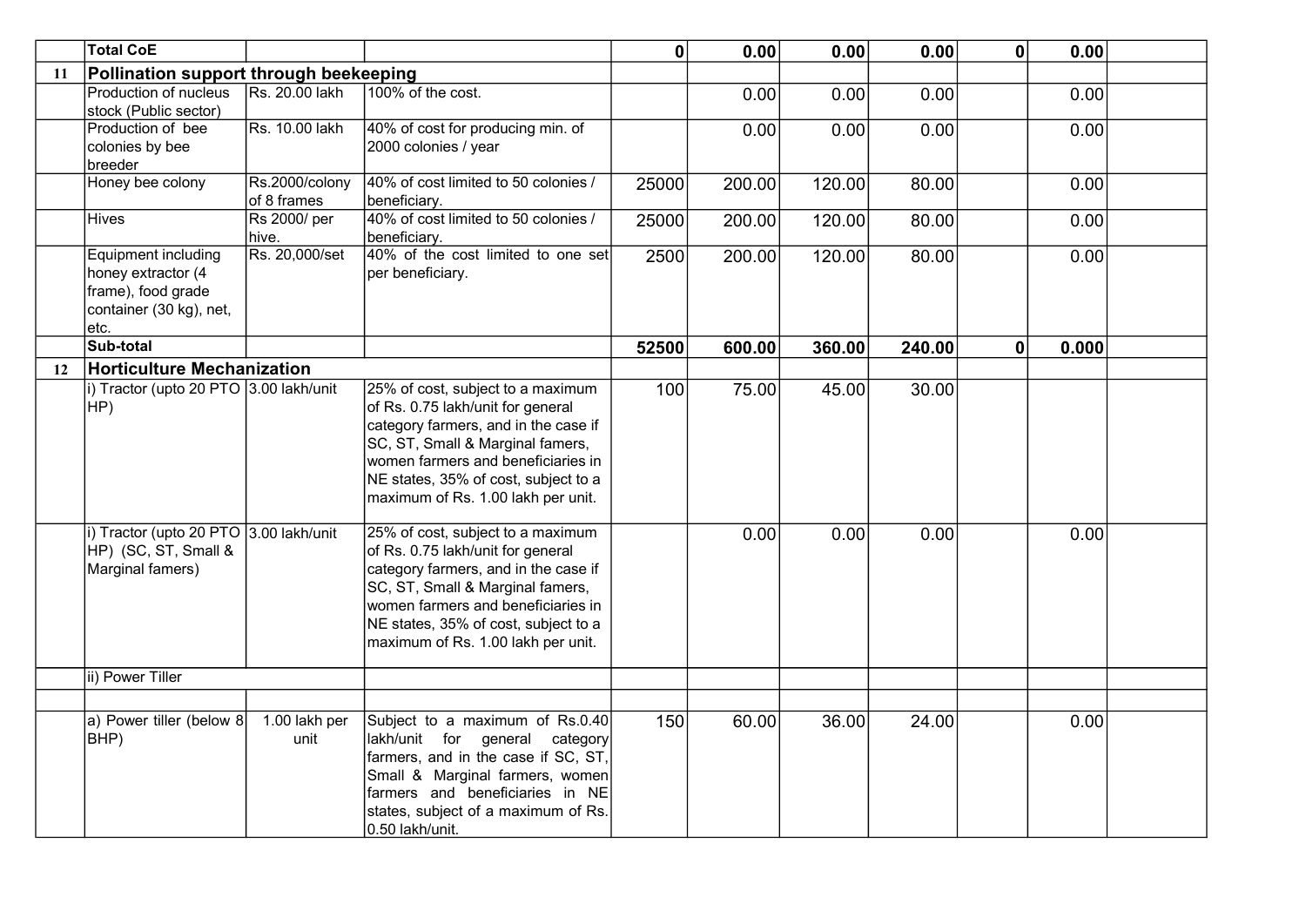| | Total CoE | | | 0 | 0.00 | 0.00 | 0.00 | 0 | 0.00 | |
|---|---|---|---|---|---|---|---|---|---|---|
| 11 | Pollination support through beekeeping | | | | | | | | | |
| | Production of nucleus stock (Public sector) | Rs. 20.00 lakh | 100% of the cost. | | 0.00 | 0.00 | 0.00 | | 0.00 | |
| | Production of bee colonies by bee breeder | Rs. 10.00 lakh | 40% of cost for producing min. of 2000 colonies / year | | 0.00 | 0.00 | 0.00 | | 0.00 | |
| | Honey bee colony | Rs.2000/colony of 8 frames | 40% of cost limited to 50 colonies / beneficiary. | 25000 | 200.00 | 120.00 | 80.00 | | 0.00 | |
| | Hives | Rs 2000/ per hive. | 40% of cost limited to 50 colonies / beneficiary. | 25000 | 200.00 | 120.00 | 80.00 | | 0.00 | |
| | Equipment including honey extractor (4 frame), food grade container (30 kg), net, etc. | Rs. 20,000/set | 40% of the cost limited to one set per beneficiary. | 2500 | 200.00 | 120.00 | 80.00 | | 0.00 | |
| | Sub-total | | | 52500 | 600.00 | 360.00 | 240.00 | 0 | 0.000 | |
| 12 | Horticulture Mechanization | | | | | | | | | |
| | i) Tractor (upto 20 PTO HP) | 3.00 lakh/unit | 25% of cost, subject to a maximum of Rs. 0.75 lakh/unit for general category farmers, and in the case if SC, ST, Small & Marginal famers, women farmers and beneficiaries in NE states, 35% of cost, subject to a maximum of Rs. 1.00 lakh per unit. | 100 | 75.00 | 45.00 | 30.00 | | | |
| | i) Tractor (upto 20 PTO HP) (SC, ST, Small & Marginal famers) | 3.00 lakh/unit | 25% of cost, subject to a maximum of Rs. 0.75 lakh/unit for general category farmers, and in the case if SC, ST, Small & Marginal famers, women farmers and beneficiaries in NE states, 35% of cost, subject to a maximum of Rs. 1.00 lakh per unit. | | 0.00 | 0.00 | 0.00 | | 0.00 | |
| | ii) Power Tiller | | | | | | | | | |
| | | | | | | | | | | |
| | a) Power tiller (below 8 BHP) | 1.00 lakh per unit | Subject to a maximum of Rs.0.40 lakh/unit for general category farmers, and in the case if SC, ST, Small & Marginal farmers, women farmers and beneficiaries in NE states, subject of a maximum of Rs. 0.50 lakh/unit. | 150 | 60.00 | 36.00 | 24.00 | | 0.00 | |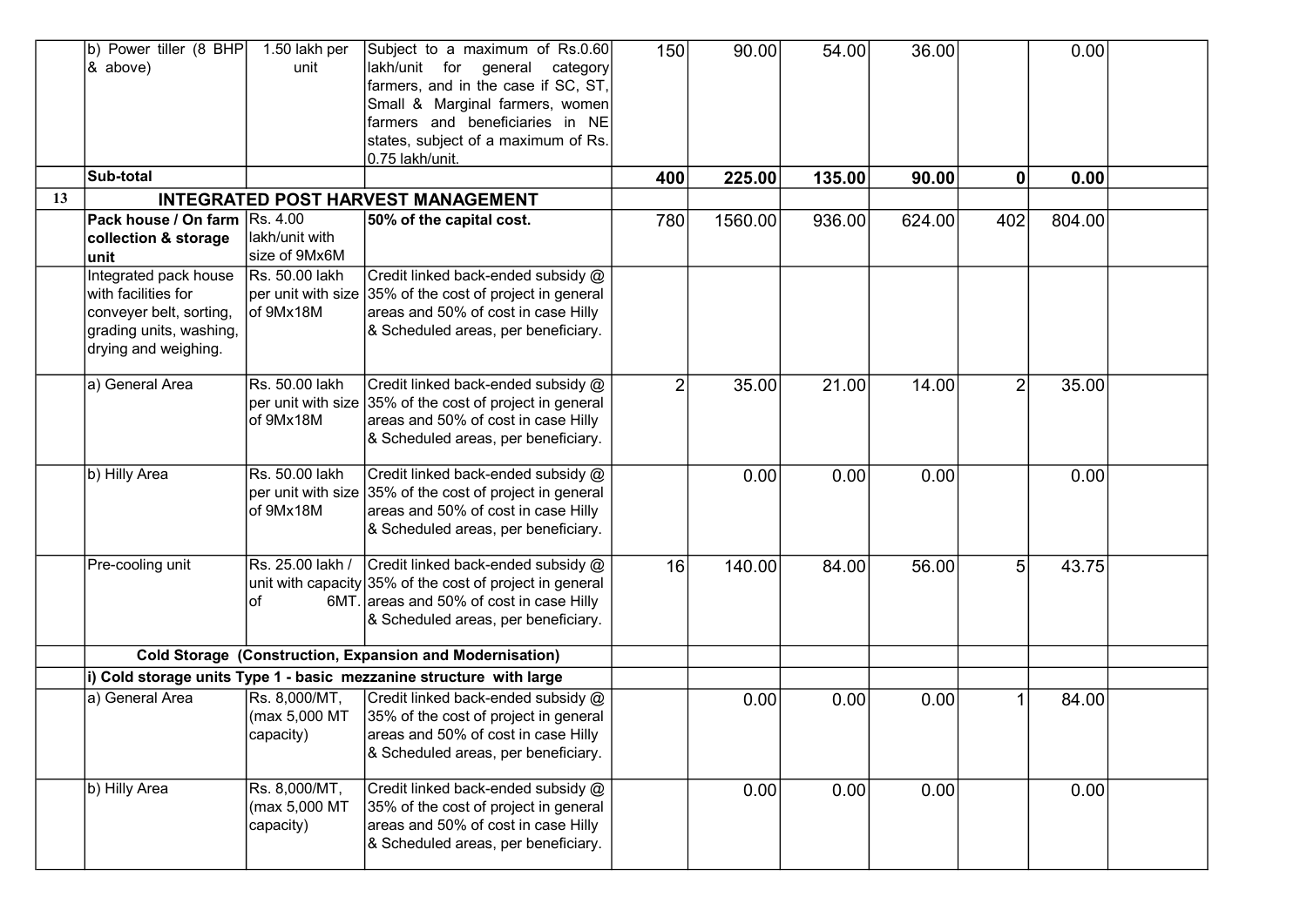| | | | | | | | | | | |
|---|---|---|---|---|---|---|---|---|---|---|
| | b) Power tiller (8 BHP & above) | 1.50 lakh per unit | Subject to a maximum of Rs.0.60 lakh/unit for general category farmers, and in the case if SC, ST, Small & Marginal farmers, women farmers and beneficiaries in NE states, subject of a maximum of Rs. 0.75 lakh/unit. | 150 | 90.00 | 54.00 | 36.00 | | 0.00 | |
| | **Sub-total** | | | **400** | **225.00** | **135.00** | **90.00** | **0** | **0.00** | |
| 13 | **INTEGRATED POST HARVEST MANAGEMENT** | | | | | | | | | |
| | **Pack house / On farm collection & storage unit** | Rs. 4.00 lakh/unit with size of 9Mx6M | **50% of the capital cost.** | 780 | 1560.00 | 936.00 | 624.00 | 402 | 804.00 | |
| | Integrated pack house with facilities for conveyer belt, sorting, grading units, washing, drying and weighing. | Rs. 50.00 lakh per unit with size of 9Mx18M | Credit linked back-ended subsidy @ 35% of the cost of project in general areas and 50% of cost in case Hilly & Scheduled areas, per beneficiary. | | | | | | | |
| | a) General Area | Rs. 50.00 lakh per unit with size of 9Mx18M | Credit linked back-ended subsidy @ 35% of the cost of project in general areas and 50% of cost in case Hilly & Scheduled areas, per beneficiary. | 2 | 35.00 | 21.00 | 14.00 | 2 | 35.00 | |
| | b) Hilly Area | Rs. 50.00 lakh per unit with size of 9Mx18M | Credit linked back-ended subsidy @ 35% of the cost of project in general areas and 50% of cost in case Hilly & Scheduled areas, per beneficiary. | | 0.00 | 0.00 | 0.00 | | 0.00 | |
| | Pre-cooling unit | Rs. 25.00 lakh / unit with capacity of 6MT. | Credit linked back-ended subsidy @ 35% of the cost of project in general areas and 50% of cost in case Hilly & Scheduled areas, per beneficiary. | 16 | 140.00 | 84.00 | 56.00 | 5 | 43.75 | |
| | **Cold Storage (Construction, Expansion and Modernisation)** | | | | | | | | | |
| | **i) Cold storage units Type 1 - basic mezzanine structure with large** | | | | | | | | | |
| | a) General Area | Rs. 8,000/MT, (max 5,000 MT capacity) | Credit linked back-ended subsidy @ 35% of the cost of project in general areas and 50% of cost in case Hilly & Scheduled areas, per beneficiary. | | 0.00 | 0.00 | 0.00 | 1 | 84.00 | |
| | b) Hilly Area | Rs. 8,000/MT, (max 5,000 MT capacity) | Credit linked back-ended subsidy @ 35% of the cost of project in general areas and 50% of cost in case Hilly & Scheduled areas, per beneficiary. | | 0.00 | 0.00 | 0.00 | | 0.00 | |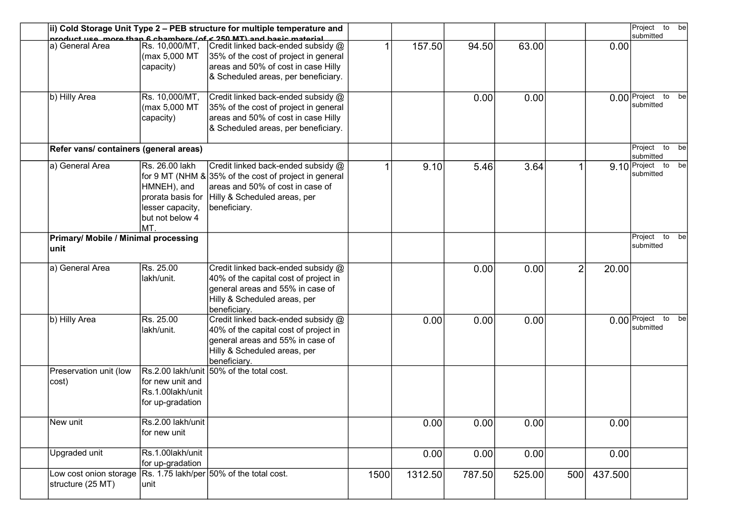| | | | | | | | | | | |
|---|---|---|---|---|---|---|---|---|---|---|
| | **ii) Cold Storage Unit Type 2 – PEB structure for multiple temperature and product use, more than 6 chambers (of < 250 MT) and basic material** | | | | | | | | | Project to be submitted |
| | a) General Area | Rs. 10,000/MT, (max 5,000 MT capacity) | Credit linked back-ended subsidy @ 35% of the cost of project in general areas and 50% of cost in case Hilly & Scheduled areas, per beneficiary. | 1 | 157.50 | 94.50 | 63.00 | | 0.00 | |
| | b) Hilly Area | Rs. 10,000/MT, (max 5,000 MT capacity) | Credit linked back-ended subsidy @ 35% of the cost of project in general areas and 50% of cost in case Hilly & Scheduled areas, per beneficiary. | | | 0.00 | 0.00 | | 0.00 | Project to be submitted |
| | **Refer vans/ containers (general areas)** | | | | | | | | | Project to be submitted |
| | a) General Area | Rs. 26.00 lakh for 9 MT (NHM & HMNEH), and prorata basis for lesser capacity, but not below 4 MT. | Credit linked back-ended subsidy @ 35% of the cost of project in general areas and 50% of cost in case of Hilly & Scheduled areas, per beneficiary. | 1 | 9.10 | 5.46 | 3.64 | 1 | 9.10 | Project to be submitted |
| | **Primary/ Mobile / Minimal processing unit** | | | | | | | | | Project to be submitted |
| | a) General Area | Rs. 25.00 lakh/unit. | Credit linked back-ended subsidy @ 40% of the capital cost of project in general areas and 55% in case of Hilly & Scheduled areas, per beneficiary. | | | 0.00 | 0.00 | 2 | 20.00 | |
| | b) Hilly Area | Rs. 25.00 lakh/unit. | Credit linked back-ended subsidy @ 40% of the capital cost of project in general areas and 55% in case of Hilly & Scheduled areas, per beneficiary. | | 0.00 | 0.00 | 0.00 | | 0.00 | Project to be submitted |
| | Preservation unit (low cost) | Rs.2.00 lakh/unit for new unit and Rs.1.00lakh/unit for up-gradation | 50% of the total cost. | | | | | | | |
| | New unit | Rs.2.00 lakh/unit for new unit | | | 0.00 | 0.00 | 0.00 | | 0.00 | |
| | Upgraded unit | Rs.1.00lakh/unit for up-gradation | | | 0.00 | 0.00 | 0.00 | | 0.00 | |
| | Low cost onion storage structure (25 MT) | Rs. 1.75 lakh/per unit | 50% of the total cost. | 1500 | 1312.50 | 787.50 | 525.00 | 500 | 437.500 | |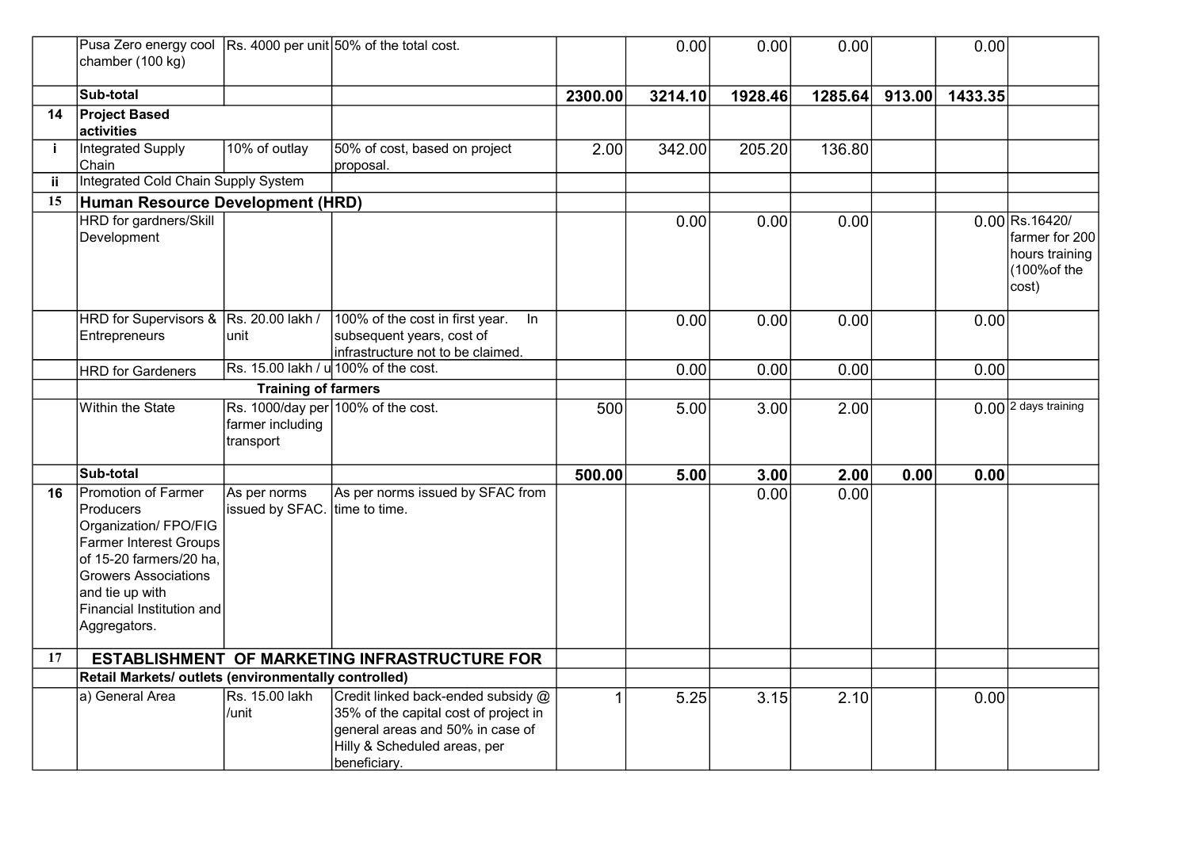|  |  |  |  |  |  |  |  |  |  |
|---|---|---|---|---|---|---|---|---|---|
|  | Pusa Zero energy cool chamber (100 kg) | Rs. 4000 per unit | 50% of the total cost. |  | 0.00 | 0.00 | 0.00 |  | 0.00 |  |
|  | **Sub-total** |  |  | **2300.00** | **3214.10** | **1928.46** | **1285.64** | **913.00** | **1433.35** |  |
| **14** | **Project Based activities** |  |  |  |  |  |  |  |  |  |
| **i** | Integrated Supply Chain | 10% of outlay | 50% of cost, based on project proposal. | 2.00 | 342.00 | 205.20 | 136.80 |  |  |  |
| **ii** | Integrated Cold Chain Supply System |  |  |  |  |  |  |  |  |  |
| **15** | **Human Resource Development (HRD)** |  |  |  |  |  |  |  |  |  |
|  | HRD for gardners/Skill Development |  |  |  | 0.00 | 0.00 | 0.00 |  | 0.00 | Rs.16420/ farmer for 200 hours training (100%of the cost) |
|  | HRD for Supervisors & Entrepreneurs | Rs. 20.00 lakh / unit | 100% of the cost in first year. In subsequent years, cost of infrastructure not to be claimed. |  | 0.00 | 0.00 | 0.00 |  | 0.00 |  |
|  | HRD for Gardeners | Rs. 15.00 lakh / u | 100% of the cost. |  | 0.00 | 0.00 | 0.00 |  | 0.00 |  |
|  |  | **Training of farmers** |  |  |  |  |  |  |  |  |
|  | Within the State | Rs. 1000/day per farmer including transport | 100% of the cost. | 500 | 5.00 | 3.00 | 2.00 |  | 0.00 | 2 days training |
|  | **Sub-total** |  |  | **500.00** | **5.00** | **3.00** | **2.00** | **0.00** | **0.00** |  |
| **16** | Promotion of Farmer Producers Organization/ FPO/FIG Farmer Interest Groups of 15-20 farmers/20 ha, Growers Associations and tie up with Financial Institution and Aggregators. | As per norms issued by SFAC. | As per norms issued by SFAC from time to time. |  |  | 0.00 | 0.00 |  |  |  |
| **17** | **ESTABLISHMENT OF MARKETING INFRASTRUCTURE FOR** |  |  |  |  |  |  |  |  |  |
|  | **Retail Markets/ outlets (environmentally controlled)** |  |  |  |  |  |  |  |  |  |
|  | a) General Area | Rs. 15.00 lakh /unit | Credit linked back-ended subsidy @ 35% of the capital cost of project in general areas and 50% in case of Hilly & Scheduled areas, per beneficiary. | 1 | 5.25 | 3.15 | 2.10 |  | 0.00 |  |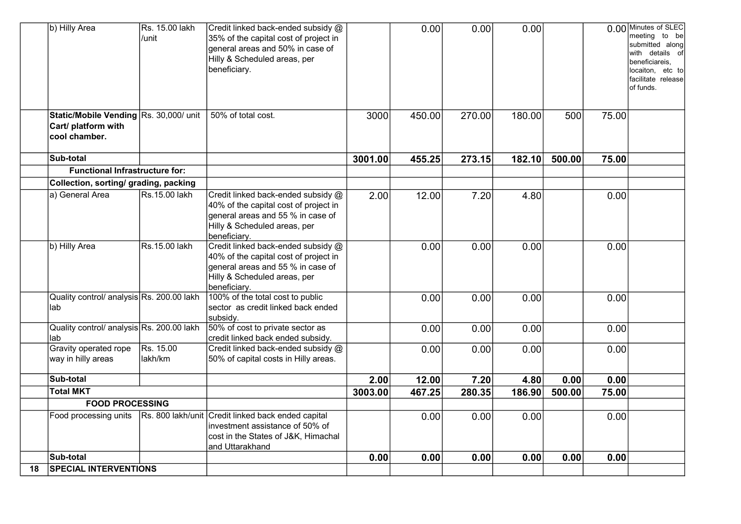|  |  |  |  |  |  |  |  |  |  |  |
|---|---|---|---|---|---|---|---|---|---|---|
|  | b) Hilly Area | Rs. 15.00 lakh /unit | Credit linked back-ended subsidy @ 35% of the capital cost of project in general areas and 50% in case of Hilly & Scheduled areas, per beneficiary. |  | 0.00 | 0.00 | 0.00 |  | 0.00 | Minutes of SLEC meeting to be submitted along with details of beneficiareis, locaiton, etc to facilitate release of funds. |
|  | **Static/Mobile Vending Cart/ platform with cool chamber.** | Rs. 30,000/ unit | 50% of total cost. | 3000 | 450.00 | 270.00 | 180.00 | 500 | 75.00 |  |
|  | **Sub-total** |  |  | **3001.00** | **455.25** | **273.15** | **182.10** | **500.00** | **75.00** |  |
|  | **Functional Infrastructure for:** |  |  |  |  |  |  |  |  |  |
|  | **Collection, sorting/ grading, packing** |  |  |  |  |  |  |  |  |  |
|  | a) General Area | Rs.15.00 lakh | Credit linked back-ended subsidy @ 40% of the capital cost of project in general areas and 55 % in case of Hilly & Scheduled areas, per beneficiary. | 2.00 | 12.00 | 7.20 | 4.80 |  | 0.00 |  |
|  | b) Hilly Area | Rs.15.00 lakh | Credit linked back-ended subsidy @ 40% of the capital cost of project in general areas and 55 % in case of Hilly & Scheduled areas, per beneficiary. |  | 0.00 | 0.00 | 0.00 |  | 0.00 |  |
|  | Quality control/ analysis lab | Rs. 200.00 lakh | 100% of the total cost to public sector as credit linked back ended subsidy. |  | 0.00 | 0.00 | 0.00 |  | 0.00 |  |
|  | Quality control/ analysis lab | Rs. 200.00 lakh | 50% of cost to private sector as credit linked back ended subsidy. |  | 0.00 | 0.00 | 0.00 |  | 0.00 |  |
|  | Gravity operated rope way in hilly areas | Rs. 15.00 lakh/km | Credit linked back-ended subsidy @ 50% of capital costs in Hilly areas. |  | 0.00 | 0.00 | 0.00 |  | 0.00 |  |
|  | **Sub-total** |  |  | **2.00** | **12.00** | **7.20** | **4.80** | **0.00** | **0.00** |  |
|  | **Total MKT** |  |  | **3003.00** | **467.25** | **280.35** | **186.90** | **500.00** | **75.00** |  |
|  | **FOOD PROCESSING** |  |  |  |  |  |  |  |  |  |
|  | Food processing units | Rs. 800 lakh/unit | Credit linked back ended capital investment assistance of 50% of cost in the States of J&K, Himachal and Uttarakhand |  | 0.00 | 0.00 | 0.00 |  | 0.00 |  |
|  | **Sub-total** |  |  | **0.00** | **0.00** | **0.00** | **0.00** | **0.00** | **0.00** |  |
| **18** | **SPECIAL INTERVENTIONS** |  |  |  |  |  |  |  |  |  |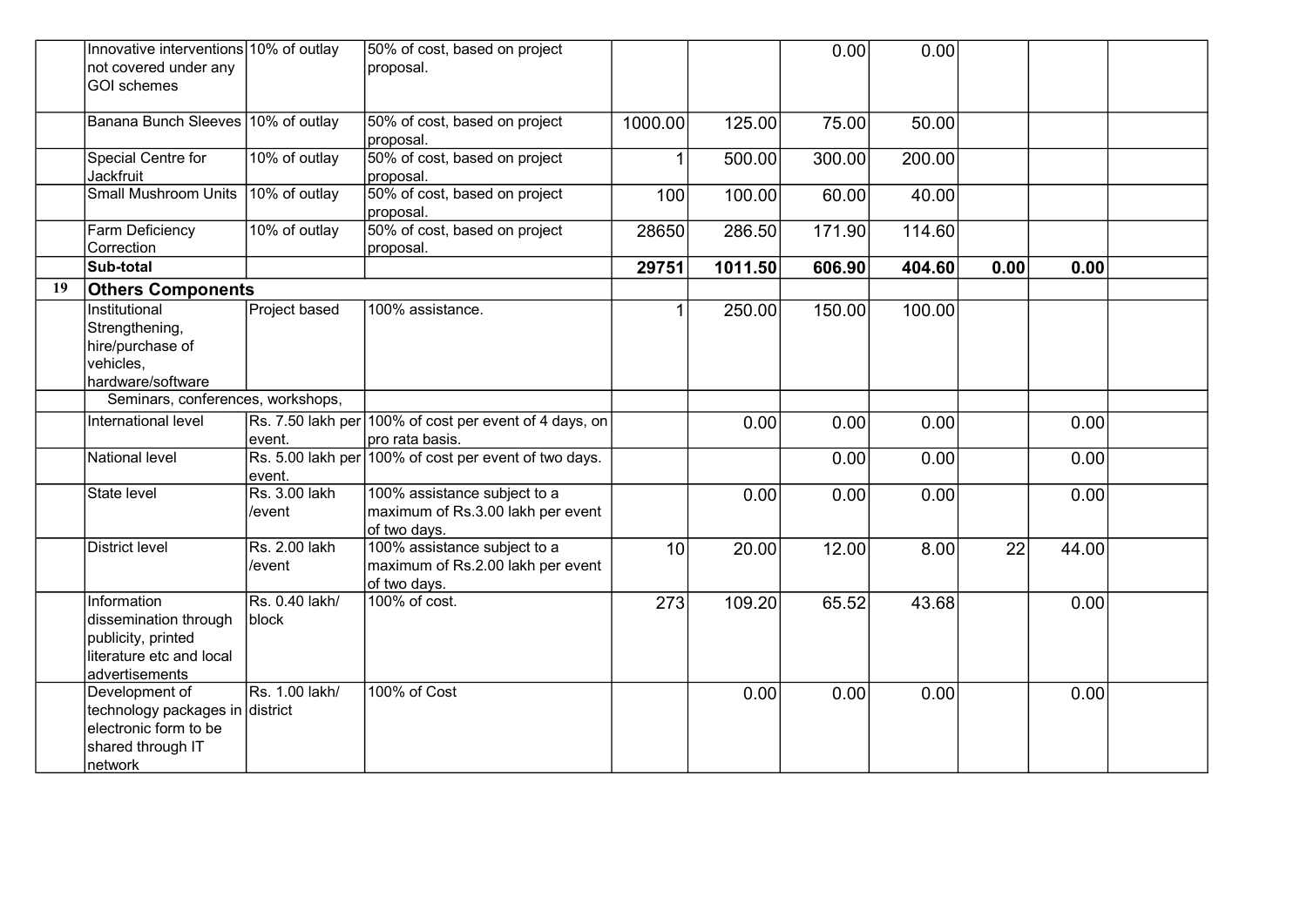| | | | | | | | | | | |
|---|---|---|---|---|---|---|---|---|---|---|
| | Innovative interventions not covered under any GOI schemes | 10% of outlay | 50% of cost, based on project proposal. | | | 0.00 | 0.00 | | | |
| | Banana Bunch Sleeves | 10% of outlay | 50% of cost, based on project proposal. | 1000.00 | 125.00 | 75.00 | 50.00 | | | |
| | Special Centre for Jackfruit | 10% of outlay | 50% of cost, based on project proposal. | 1 | 500.00 | 300.00 | 200.00 | | | |
| | Small Mushroom Units | 10% of outlay | 50% of cost, based on project proposal. | 100 | 100.00 | 60.00 | 40.00 | | | |
| | Farm Deficiency Correction | 10% of outlay | 50% of cost, based on project proposal. | 28650 | 286.50 | 171.90 | 114.60 | | | |
| | **Sub-total** | | | **29751** | **1011.50** | **606.90** | **404.60** | **0.00** | **0.00** | |
| **19** | **Others Components** | | | | | | | | | |
| | Institutional Strengthening, hire/purchase of vehicles, hardware/software | Project based | 100% assistance. | 1 | 250.00 | 150.00 | 100.00 | | | |
| | Seminars, conferences, workshops, | | | | | | | | | |
| | International level | Rs. 7.50 lakh per event. | 100% of cost per event of 4 days, on pro rata basis. | | 0.00 | 0.00 | 0.00 | | 0.00 | |
| | National level | Rs. 5.00 lakh per event. | 100% of cost per event of two days. | | | 0.00 | 0.00 | | 0.00 | |
| | State level | Rs. 3.00 lakh /event | 100% assistance subject to a maximum of Rs.3.00 lakh per event of two days. | | 0.00 | 0.00 | 0.00 | | 0.00 | |
| | District level | Rs. 2.00 lakh /event | 100% assistance subject to a maximum of Rs.2.00 lakh per event of two days. | 10 | 20.00 | 12.00 | 8.00 | 22 | 44.00 | |
| | Information dissemination through publicity, printed literature etc and local advertisements | Rs. 0.40 lakh/ block | 100% of cost. | 273 | 109.20 | 65.52 | 43.68 | | 0.00 | |
| | Development of technology packages in electronic form to be shared through IT network | Rs. 1.00 lakh/ district | 100% of Cost | | 0.00 | 0.00 | 0.00 | | 0.00 | |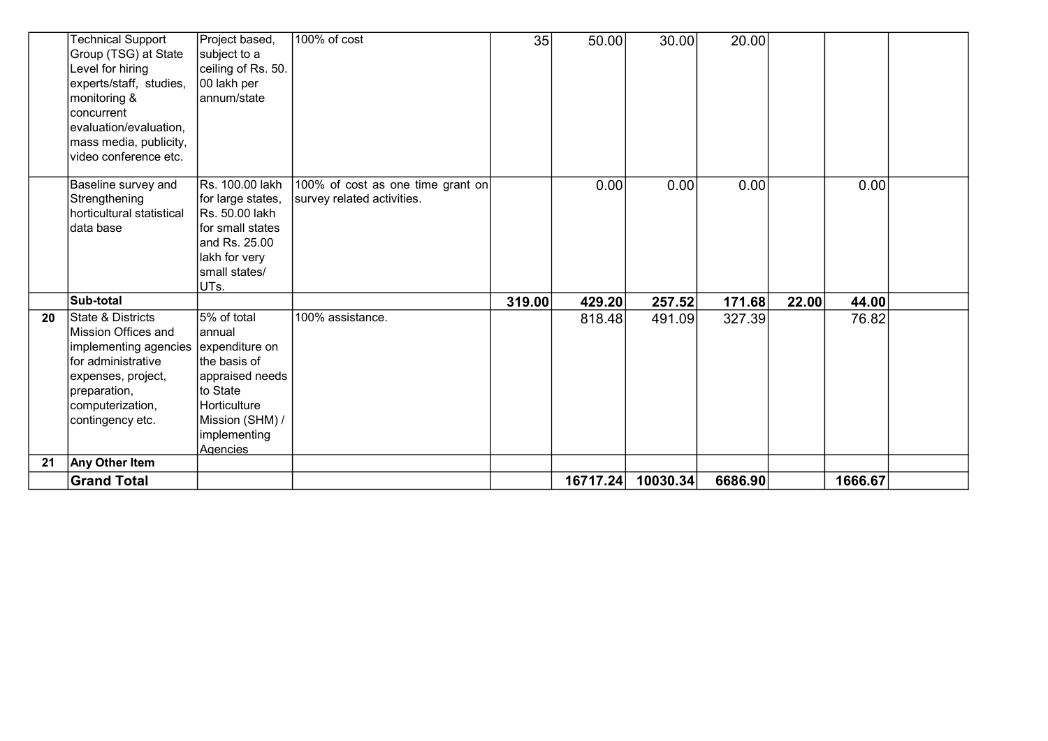| | | | | | | | | | | |
|---|---|---|---|---|---|---|---|---|---|---|
| | Technical Support Group (TSG) at State Level for hiring experts/staff, studies, monitoring & concurrent evaluation/evaluation, mass media, publicity, video conference etc. | Project based, subject to a ceiling of Rs. 50. 00 lakh per annum/state | 100% of cost | 35 | 50.00 | 30.00 | 20.00 | | | |
| | Baseline survey and Strengthening horticultural statistical data base | Rs. 100.00 lakh for large states, Rs. 50.00 lakh for small states and Rs. 25.00 lakh for very small states/ UTs. | 100% of cost as one time grant on survey related activities. | | 0.00 | 0.00 | 0.00 | | 0.00 | |
| | **Sub-total** | | | **319.00** | **429.20** | **257.52** | **171.68** | **22.00** | **44.00** | |
| **20** | State & Districts Mission Offices and implementing agencies for administrative expenses, project, preparation, computerization, contingency etc. | 5% of total annual expenditure on the basis of appraised needs to State Horticulture Mission (SHM) / implementing Agencies | 100% assistance. | | 818.48 | 491.09 | 327.39 | | 76.82 | |
| **21** | **Any Other Item** | | | | | | | | | |
| | **Grand Total** | | | | **16717.24** | **10030.34** | **6686.90** | | **1666.67** | |